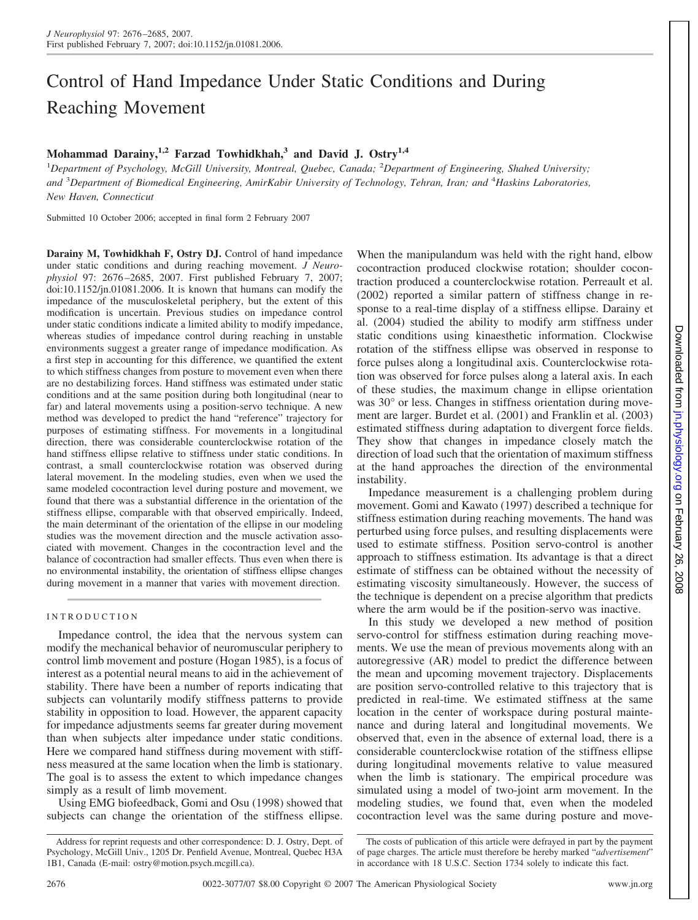# Control of Hand Impedance Under Static Conditions and During Reaching Movement

**Mohammad Darainy,[1,2] Farzad Towhidkhah,[3] and David J. Ostry[1,4]**

[1]*Department of Psychology, McGill University, Montreal, Quebec, Canada;* [2]*Department of Engineering, Shahed University; and* [3]*Department of Biomedical Engineering, AmirKabir University of Technology, Tehran, Iran; and* [4]*Haskins Laboratories, New Haven, Connecticut*

Submitted 10 October 2006; accepted in final form 2 February 2007

**Darainy M, Towhidkhah F, Ostry DJ.** Control of hand impedance under static conditions and during reaching movement. *J Neurophysiol* 97: 2676–2685, 2007. First published February 7, 2007; doi:10.1152/jn.01081.2006. It is known that humans can modify the impedance of the musculoskeletal periphery, but the extent of this modification is uncertain. Previous studies on impedance control under static conditions indicate a limited ability to modify impedance, whereas studies of impedance control during reaching in unstable environments suggest a greater range of impedance modification. As a first step in accounting for this difference, we quantified the extent to which stiffness changes from posture to movement even when there are no destabilizing forces. Hand stiffness was estimated under static conditions and at the same position during both longitudinal (near to far) and lateral movements using a position-servo technique. A new method was developed to predict the hand "reference" trajectory for purposes of estimating stiffness. For movements in a longitudinal direction, there was considerable counterclockwise rotation of the hand stiffness ellipse relative to stiffness under static conditions. In contrast, a small counterclockwise rotation was observed during lateral movement. In the modeling studies, even when we used the same modeled cocontraction level during posture and movement, we found that there was a substantial difference in the orientation of the stiffness ellipse, comparable with that observed empirically. Indeed, the main determinant of the orientation of the ellipse in our modeling studies was the movement direction and the muscle activation associated with movement. Changes in the cocontraction level and the balance of cocontraction had smaller effects. Thus even when there is no environmental instability, the orientation of stiffness ellipse changes during movement in a manner that varies with movement direction.

## INTRODUCTION

Impedance control, the idea that the nervous system can modify the mechanical behavior of neuromuscular periphery to control limb movement and posture (Hogan 1985), is a focus of interest as a potential neural means to aid in the achievement of stability. There have been a number of reports indicating that subjects can voluntarily modify stiffness patterns to provide stability in opposition to load. However, the apparent capacity for impedance adjustments seems far greater during movement than when subjects alter impedance under static conditions. Here we compared hand stiffness during movement with stiffness measured at the same location when the limb is stationary. The goal is to assess the extent to which impedance changes simply as a result of limb movement.

Using EMG biofeedback, Gomi and Osu (1998) showed that subjects can change the orientation of the stiffness ellipse. When the manipulandum was held with the right hand, elbow cocontraction produced clockwise rotation; shoulder cocontraction produced a counterclockwise rotation. Perreault et al. (2002) reported a similar pattern of stiffness change in response to a real-time display of a stiffness ellipse. Darainy et al. (2004) studied the ability to modify arm stiffness under static conditions using kinaesthetic information. Clockwise rotation of the stiffness ellipse was observed in response to force pulses along a longitudinal axis. Counterclockwise rotation was observed for force pulses along a lateral axis. In each of these studies, the maximum change in ellipse orientation was 30° or less. Changes in stiffness orientation during movement are larger. Burdet et al. (2001) and Franklin et al. (2003) estimated stiffness during adaptation to divergent force fields. They show that changes in impedance closely match the direction of load such that the orientation of maximum stiffness at the hand approaches the direction of the environmental instability.

Impedance measurement is a challenging problem during movement. Gomi and Kawato (1997) described a technique for stiffness estimation during reaching movements. The hand was perturbed using force pulses, and resulting displacements were used to estimate stiffness. Position servo-control is another approach to stiffness estimation. Its advantage is that a direct estimate of stiffness can be obtained without the necessity of estimating viscosity simultaneously. However, the success of the technique is dependent on a precise algorithm that predicts where the arm would be if the position-servo was inactive.

In this study we developed a new method of position servo-control for stiffness estimation during reaching movements. We use the mean of previous movements along with an autoregressive (AR) model to predict the difference between the mean and upcoming movement trajectory. Displacements are position servo-controlled relative to this trajectory that is predicted in real-time. We estimated stiffness at the same location in the center of workspace during postural maintenance and during lateral and longitudinal movements. We observed that, even in the absence of external load, there is a considerable counterclockwise rotation of the stiffness ellipse during longitudinal movements relative to value measured when the limb is stationary. The empirical procedure was simulated using a model of two-joint arm movement. In the modeling studies, we found that, even when the modeled cocontraction level was the same during posture and move-

Address for reprint requests and other correspondence: D. J. Ostry, Dept. of Psychology, McGill Univ., 1205 Dr. Penfield Avenue, Montreal, Quebec H3A 1B1, Canada (E-mail: ostry@motion.psych.mcgill.ca).

The costs of publication of this article were defrayed in part by the payment of page charges. The article must therefore be hereby marked "*advertisement*" in accordance with 18 U.S.C. Section 1734 solely to indicate this fact.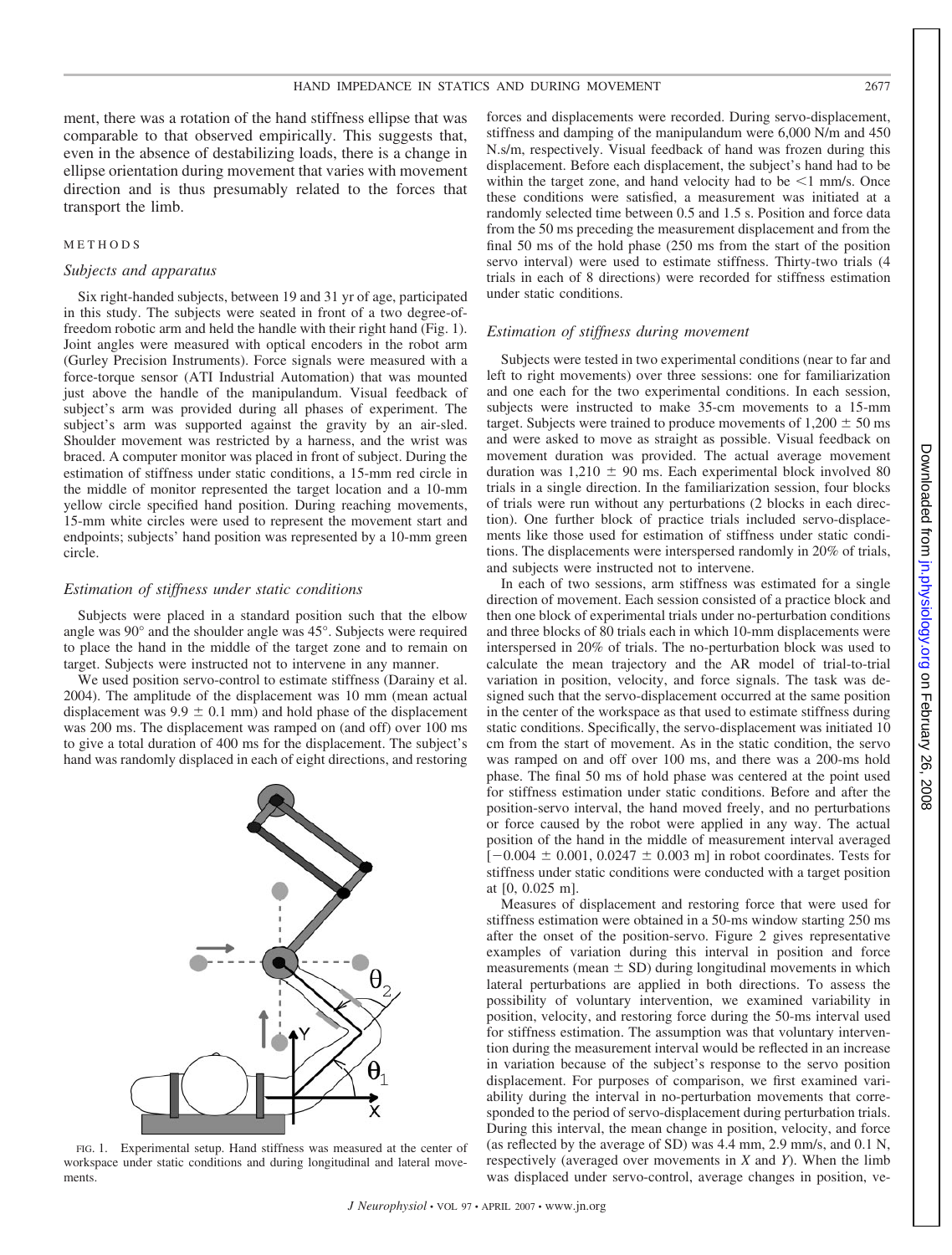ment, there was a rotation of the hand stiffness ellipse that was comparable to that observed empirically. This suggests that, even in the absence of destabilizing loads, there is a change in ellipse orientation during movement that varies with movement direction and is thus presumably related to the forces that transport the limb.

## METHODS

### *Subjects and apparatus*

Six right-handed subjects, between 19 and 31 yr of age, participated in this study. The subjects were seated in front of a two degree-of-freedom robotic arm and held the handle with their right hand (Fig. 1). Joint angles were measured with optical encoders in the robot arm (Gurley Precision Instruments). Force signals were measured with a force-torque sensor (ATI Industrial Automation) that was mounted just above the handle of the manipulandum. Visual feedback of subject's arm was provided during all phases of experiment. The subject's arm was supported against the gravity by an air-sled. Shoulder movement was restricted by a harness, and the wrist was braced. A computer monitor was placed in front of subject. During the estimation of stiffness under static conditions, a 15-mm red circle in the middle of monitor represented the target location and a 10-mm yellow circle specified hand position. During reaching movements, 15-mm white circles were used to represent the movement start and endpoints; subjects' hand position was represented by a 10-mm green circle.

### *Estimation of stiffness under static conditions*

Subjects were placed in a standard position such that the elbow angle was 90° and the shoulder angle was 45°. Subjects were required to place the hand in the middle of the target zone and to remain on target. Subjects were instructed not to intervene in any manner.

We used position servo-control to estimate stiffness (Darainy et al. 2004). The amplitude of the displacement was 10 mm (mean actual displacement was $9.9 \pm 0.1$ mm) and hold phase of the displacement was 200 ms. The displacement was ramped on (and off) over 100 ms to give a total duration of 400 ms for the displacement. The subject's hand was randomly displaced in each of eight directions, and restoring forces and displacements were recorded. During servo-displacement, stiffness and damping of the manipulandum were 6,000 N/m and 450 N.s/m, respectively. Visual feedback of hand was frozen during this displacement. Before each displacement, the subject's hand had to be within the target zone, and hand velocity had to be <1 mm/s. Once these conditions were satisfied, a measurement was initiated at a randomly selected time between 0.5 and 1.5 s. Position and force data from the 50 ms preceding the measurement displacement and from the final 50 ms of the hold phase (250 ms from the start of the position servo interval) were used to estimate stiffness. Thirty-two trials (4 trials in each of 8 directions) were recorded for stiffness estimation under static conditions.

FIG. 1. Experimental setup. Hand stiffness was measured at the center of workspace under static conditions and during longitudinal and lateral movements.

### *Estimation of stiffness during movement*

Subjects were tested in two experimental conditions (near to far and left to right movements) over three sessions: one for familiarization and one each for the two experimental conditions. In each session, subjects were instructed to make 35-cm movements to a 15-mm target. Subjects were trained to produce movements of $1{,}200 \pm 50$ ms and were asked to move as straight as possible. Visual feedback on movement duration was provided. The actual average movement duration was $1{,}210 \pm 90$ ms. Each experimental block involved 80 trials in a single direction. In the familiarization session, four blocks of trials were run without any perturbations (2 blocks in each direction). One further block of practice trials included servo-displacements like those used for estimation of stiffness under static conditions. The displacements were interspersed randomly in 20% of trials, and subjects were instructed not to intervene.

In each of two sessions, arm stiffness was estimated for a single direction of movement. Each session consisted of a practice block and then one block of experimental trials under no-perturbation conditions and three blocks of 80 trials each in which 10-mm displacements were interspersed in 20% of trials. The no-perturbation block was used to calculate the mean trajectory and the AR model of trial-to-trial variation in position, velocity, and force signals. The task was designed such that the servo-displacement occurred at the same position in the center of the workspace as that used to estimate stiffness during static conditions. Specifically, the servo-displacement was initiated 10 cm from the start of movement. As in the static condition, the servo was ramped on and off over 100 ms, and there was a 200-ms hold phase. The final 50 ms of hold phase was centered at the point used for stiffness estimation under static conditions. Before and after the position-servo interval, the hand moved freely, and no perturbations or force caused by the robot were applied in any way. The actual position of the hand in the middle of measurement interval averaged $[-0.004 \pm 0.001, 0.0247 \pm 0.003$ m$]$ in robot coordinates. Tests for stiffness under static conditions were conducted with a target position at [0, 0.025 m].

Measures of displacement and restoring force that were used for stiffness estimation were obtained in a 50-ms window starting 250 ms after the onset of the position-servo. Figure 2 gives representative examples of variation during this interval in position and force measurements (mean ± SD) during longitudinal movements in which lateral perturbations are applied in both directions. To assess the possibility of voluntary intervention, we examined variability in position, velocity, and restoring force during the 50-ms interval used for stiffness estimation. The assumption was that voluntary intervention during the measurement interval would be reflected in an increase in variation because of the subject's response to the servo position displacement. For purposes of comparison, we first examined variability during the interval in no-perturbation movements that corresponded to the period of servo-displacement during perturbation trials. During this interval, the mean change in position, velocity, and force (as reflected by the average of SD) was 4.4 mm, 2.9 mm/s, and 0.1 N, respectively (averaged over movements in $X$ and $Y$). When the limb was displaced under servo-control, average changes in position, ve-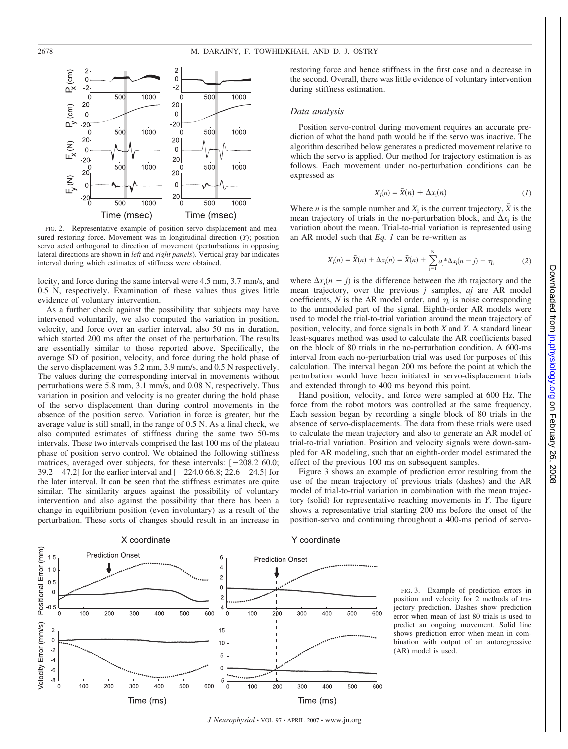FIG. 2. Representative example of position servo displacement and measured restoring force. Movement was in longitudinal direction (*Y*); position servo acted orthogonal to direction of movement (perturbations in opposing lateral directions are shown in *left* and *right panels*). Vertical gray bar indicates interval during which estimates of stiffness were obtained.

locity, and force during the same interval were 4.5 mm, 3.7 mm/s, and 0.5 N, respectively. Examination of these values thus gives little evidence of voluntary intervention.

As a further check against the possibility that subjects may have intervened voluntarily, we also computed the variation in position, velocity, and force over an earlier interval, also 50 ms in duration, which started 200 ms after the onset of the perturbation. The results are essentially similar to those reported above. Specifically, the average SD of position, velocity, and force during the hold phase of the servo displacement was 5.2 mm, 3.9 mm/s, and 0.5 N respectively. The values during the corresponding interval in movements without perturbations were 5.8 mm, 3.1 mm/s, and 0.08 N, respectively. Thus variation in position and velocity is no greater during the hold phase of the servo displacement than during control movements in the absence of the position servo. Variation in force is greater, but the average value is still small, in the range of 0.5 N. As a final check, we also computed estimates of stiffness during the same two 50-ms intervals. These two intervals comprised the last 100 ms of the plateau phase of position servo control. We obtained the following stiffness matrices, averaged over subjects, for these intervals: [−208.2 60.0; 39.2 −47.2] for the earlier interval and [−224.0 66.8; 22.6 −24.5] for the later interval. It can be seen that the stiffness estimates are quite similar. The similarity argues against the possibility of voluntary intervention and also against the possibility that there has been a change in equilibrium position (even involuntary) as a result of the perturbation. These sorts of changes should result in an increase in restoring force and hence stiffness in the first case and a decrease in the second. Overall, there was little evidence of voluntary intervention during stiffness estimation.

### *Data analysis*

Position servo-control during movement requires an accurate prediction of what the hand path would be if the servo was inactive. The algorithm described below generates a predicted movement relative to which the servo is applied. Our method for trajectory estimation is as follows. Each movement under no-perturbation conditions can be expressed as

$$X_i(n) = \bar{X}(n) + \Delta x_i(n) \tag{1}$$

Where $n$ is the sample number and $X_i$ is the current trajectory, $\bar{X}$ is the mean trajectory of trials in the no-perturbation block, and $\Delta x_i$ is the variation about the mean. Trial-to-trial variation is represented using an AR model such that *Eq. 1* can be re-written as

$$X_i(n) = \bar{X}(n) + \Delta x_i(n) = \bar{X}(n) + \sum_{j=1}^{N} a_j * \Delta x_i(n-j) + \eta_i \tag{2}$$

where $\Delta x_i(n - j)$ is the difference between the $i$th trajectory and the mean trajectory, over the previous $j$ samples, $aj$ are AR model coefficients, $N$ is the AR model order, and $\eta_i$ is noise corresponding to the unmodeled part of the signal. Eighth-order AR models were used to model the trial-to-trial variation around the mean trajectory of position, velocity, and force signals in both $X$ and $Y$. A standard linear least-squares method was used to calculate the AR coefficients based on the block of 80 trials in the no-perturbation condition. A 600-ms interval from each no-perturbation trial was used for purposes of this calculation. The interval began 200 ms before the point at which the perturbation would have been initiated in servo-displacement trials and extended through to 400 ms beyond this point.

Hand position, velocity, and force were sampled at 600 Hz. The force from the robot motors was controlled at the same frequency. Each session began by recording a single block of 80 trials in the absence of servo-displacements. The data from these trials were used to calculate the mean trajectory and also to generate an AR model of trial-to-trial variation. Position and velocity signals were down-sampled for AR modeling, such that an eighth-order model estimated the effect of the previous 100 ms on subsequent samples.

Figure 3 shows an example of prediction error resulting from the use of the mean trajectory of previous trials (dashes) and the AR model of trial-to-trial variation in combination with the mean trajectory (solid) for representative reaching movements in *Y*. The figure shows a representative trial starting 200 ms before the onset of the position-servo and continuing throughout a 400-ms period of servo-

FIG. 3. Example of prediction errors in position and velocity for 2 methods of trajectory prediction. Dashes show prediction error when mean of last 80 trials is used to predict an ongoing movement. Solid line shows prediction error when mean in combination with output of an autoregressive (AR) model is used.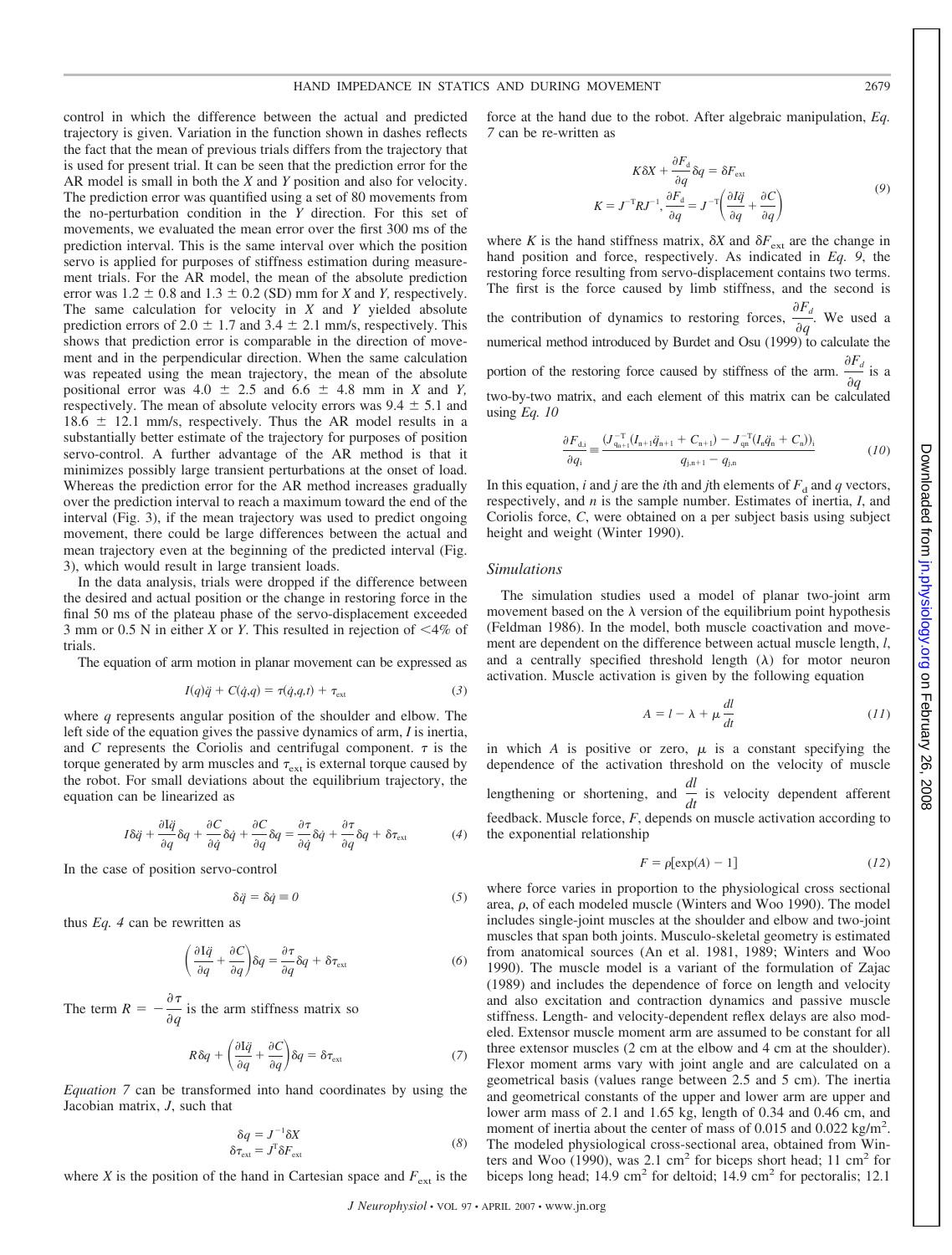control in which the difference between the actual and predicted trajectory is given. Variation in the function shown in dashes reflects the fact that the mean of previous trials differs from the trajectory that is used for present trial. It can be seen that the prediction error for the AR model is small in both the $X$ and $Y$ position and also for velocity. The prediction error was quantified using a set of 80 movements from the no-perturbation condition in the $Y$ direction. For this set of movements, we evaluated the mean error over the first 300 ms of the prediction interval. This is the same interval over which the position servo is applied for purposes of stiffness estimation during measurement trials. For the AR model, the mean of the absolute prediction error was $1.2 \pm 0.8$ and $1.3 \pm 0.2$ (SD) mm for $X$ and $Y$, respectively. The same calculation for velocity in $X$ and $Y$ yielded absolute prediction errors of $2.0 \pm 1.7$ and $3.4 \pm 2.1$ mm/s, respectively. This shows that prediction error is comparable in the direction of movement and in the perpendicular direction. When the same calculation was repeated using the mean trajectory, the mean of the absolute positional error was $4.0 \pm 2.5$ and $6.6 \pm 4.8$ mm in $X$ and $Y$, respectively. The mean of absolute velocity errors was $9.4 \pm 5.1$ and $18.6 \pm 12.1$ mm/s, respectively. Thus the AR model results in a substantially better estimate of the trajectory for purposes of position servo-control. A further advantage of the AR method is that it minimizes possibly large transient perturbations at the onset of load. Whereas the prediction error for the AR method increases gradually over the prediction interval to reach a maximum toward the end of the interval (Fig. 3), if the mean trajectory was used to predict ongoing movement, there could be large differences between the actual and mean trajectory even at the beginning of the predicted interval (Fig. 3), which would result in large transient loads.

In the data analysis, trials were dropped if the difference between the desired and actual position or the change in restoring force in the final 50 ms of the plateau phase of the servo-displacement exceeded 3 mm or 0.5 N in either $X$ or $Y$. This resulted in rejection of <4% of trials.

The equation of arm motion in planar movement can be expressed as

$$I(q)\ddot{q} + C(\dot{q},q) = \tau(\dot{q},q,t) + \tau_{\text{ext}} \tag{3}$$

where $q$ represents angular position of the shoulder and elbow. The left side of the equation gives the passive dynamics of arm, $I$ is inertia, and $C$ represents the Coriolis and centrifugal component. $\tau$ is the torque generated by arm muscles and $\tau_{\text{ext}}$ is external torque caused by the robot. For small deviations about the equilibrium trajectory, the equation can be linearized as

$$I\delta\ddot{q} + \frac{\partial I\ddot{q}}{\partial q}\delta q + \frac{\partial C}{\partial \dot{q}}\delta\dot{q} + \frac{\partial C}{\partial q}\delta q = \frac{\partial \tau}{\partial \dot{q}}\delta\dot{q} + \frac{\partial \tau}{\partial q}\delta q + \delta\tau_{\text{ext}} \tag{4}$$

In the case of position servo-control

$$\delta\ddot{q} = \delta\dot{q} \equiv 0 \tag{5}$$

thus *Eq. 4* can be rewritten as

$$\left(\frac{\partial I\ddot{q}}{\partial q} + \frac{\partial C}{\partial q}\right)\delta q = \frac{\partial \tau}{\partial q}\delta q + \delta\tau_{\text{ext}} \tag{6}$$

The term $R = -\dfrac{\partial \tau}{\partial q}$ is the arm stiffness matrix so

$$R\delta q + \left(\frac{\partial I\ddot{q}}{\partial q} + \frac{\partial C}{\partial q}\right)\delta q = \delta\tau_{\text{ext}} \tag{7}$$

*Equation 7* can be transformed into hand coordinates by using the Jacobian matrix, $J$, such that

$$\begin{aligned}\delta q &= J^{-1}\delta X \\ \delta\tau_{\text{ext}} &= J^{\text{T}}\delta F_{\text{ext}}\end{aligned} \tag{8}$$

where $X$ is the position of the hand in Cartesian space and $F_{\text{ext}}$ is the force at the hand due to the robot. After algebraic manipulation, *Eq. 7* can be re-written as

$$\begin{aligned}K\delta X + \frac{\partial F_{\text{d}}}{\partial q}\delta q &= \delta F_{\text{ext}} \\ K = J^{-\text{T}}RJ^{-1}, \ \frac{\partial F_{\text{d}}}{\partial q} &= J^{-\text{T}}\left(\frac{\partial I\ddot{q}}{\partial q} + \frac{\partial C}{\partial q}\right)\end{aligned} \tag{9}$$

where $K$ is the hand stiffness matrix, $\delta X$ and $\delta F_{\text{ext}}$ are the change in hand position and force, respectively. As indicated in *Eq. 9*, the restoring force resulting from servo-displacement contains two terms. The first is the force caused by limb stiffness, and the second is the contribution of dynamics to restoring forces, $\dfrac{\partial F_d}{\partial q}$. We used a numerical method introduced by Burdet and Osu (1999) to calculate the portion of the restoring force caused by stiffness of the arm. $\dfrac{\partial F_d}{\partial q}$ is a two-by-two matrix, and each element of this matrix can be calculated using *Eq. 10*

$$\frac{\partial F_{\text{d,i}}}{\partial q_{\text{i}}} \equiv \frac{(J_{q_{n+1}}^{-\text{T}}(I_{n+1}\ddot{q}_{n+1} + C_{n+1}) - J_{q_n}^{-\text{T}}(I_n\ddot{q}_n + C_n))_i}{q_{j,n+1} - q_{j,n}} \tag{10}$$

In this equation, $i$ and $j$ are the $i$th and $j$th elements of $F_{\text{d}}$ and $q$ vectors, respectively, and $n$ is the sample number. Estimates of inertia, $I$, and Coriolis force, $C$, were obtained on a per subject basis using subject height and weight (Winter 1990).

### Simulations

The simulation studies used a model of planar two-joint arm movement based on the λ version of the equilibrium point hypothesis (Feldman 1986). In the model, both muscle coactivation and movement are dependent on the difference between actual muscle length, $l$, and a centrally specified threshold length ($\lambda$) for motor neuron activation. Muscle activation is given by the following equation

$$A = l - \lambda + \mu\frac{dl}{dt} \tag{11}$$

in which $A$ is positive or zero, $\mu$ is a constant specifying the dependence of the activation threshold on the velocity of muscle lengthening or shortening, and $\dfrac{dl}{dt}$ is velocity dependent afferent feedback. Muscle force, $F$, depends on muscle activation according to the exponential relationship

$$F = \rho[\exp(A) - 1] \tag{12}$$

where force varies in proportion to the physiological cross sectional area, $\rho$, of each modeled muscle (Winters and Woo 1990). The model includes single-joint muscles at the shoulder and elbow and two-joint muscles that span both joints. Musculo-skeletal geometry is estimated from anatomical sources (An et al. 1981, 1989; Winters and Woo 1990). The muscle model is a variant of the formulation of Zajac (1989) and includes the dependence of force on length and velocity and also excitation and contraction dynamics and passive muscle stiffness. Length- and velocity-dependent reflex delays are also modeled. Extensor muscle moment arm are assumed to be constant for all three extensor muscles (2 cm at the elbow and 4 cm at the shoulder). Flexor moment arms vary with joint angle and are calculated on a geometrical basis (values range between 2.5 and 5 cm). The inertia and geometrical constants of the upper and lower arm are upper and lower arm mass of 2.1 and 1.65 kg, length of 0.34 and 0.46 cm, and moment of inertia about the center of mass of 0.015 and 0.022 kg/m$^2$. The modeled physiological cross-sectional area, obtained from Winters and Woo (1990), was 2.1 cm$^2$ for biceps short head; 11 cm$^2$ for biceps long head; 14.9 cm$^2$ for deltoid; 14.9 cm$^2$ for pectoralis; 12.1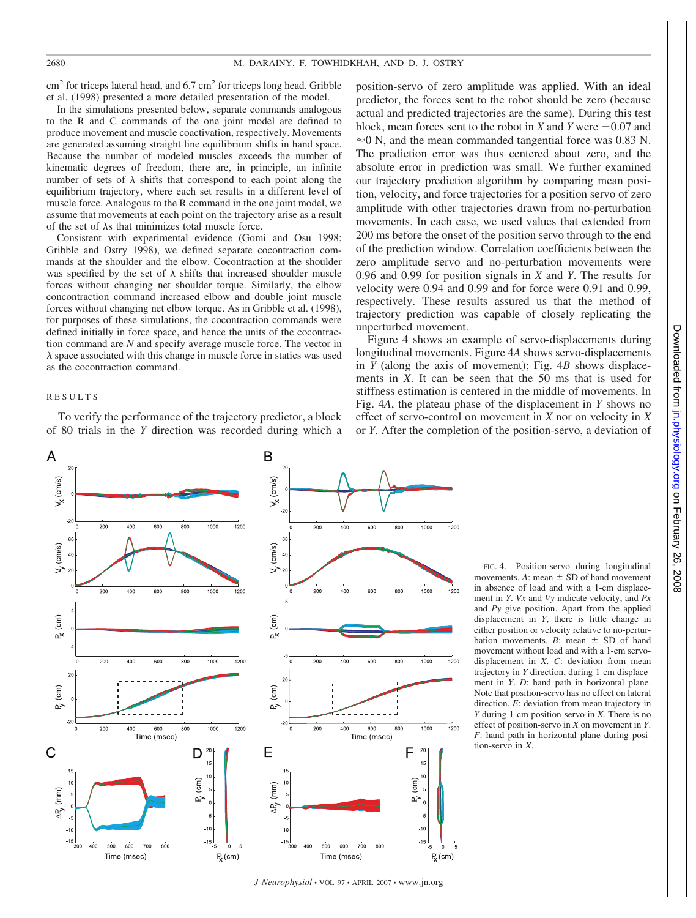cm$^2$ for triceps lateral head, and 6.7 cm$^2$ for triceps long head. Gribble et al. (1998) presented a more detailed presentation of the model.

In the simulations presented below, separate commands analogous to the R and C commands of the one joint model are defined to produce movement and muscle coactivation, respectively. Movements are generated assuming straight line equilibrium shifts in hand space. Because the number of modeled muscles exceeds the number of kinematic degrees of freedom, there are, in principle, an infinite number of sets of $\lambda$ shifts that correspond to each point along the equilibrium trajectory, where each set results in a different level of muscle force. Analogous to the R command in the one joint model, we assume that movements at each point on the trajectory arise as a result of the set of $\lambda$s that minimizes total muscle force.

Consistent with experimental evidence (Gomi and Osu 1998; Gribble and Ostry 1998), we defined separate cocontraction commands at the shoulder and the elbow. Cocontraction at the shoulder was specified by the set of $\lambda$ shifts that increased shoulder muscle forces without changing net shoulder torque. Similarly, the elbow concontraction command increased elbow and double joint muscle forces without changing net elbow torque. As in Gribble et al. (1998), for purposes of these simulations, the cocontraction commands were defined initially in force space, and hence the units of the cocontraction command are *N* and specify average muscle force. The vector in $\lambda$ space associated with this change in muscle force in statics was used as the cocontraction command.

## RESULTS

To verify the performance of the trajectory predictor, a block of 80 trials in the *Y* direction was recorded during which a position-servo of zero amplitude was applied. With an ideal predictor, the forces sent to the robot should be zero (because actual and predicted trajectories are the same). During this test block, mean forces sent to the robot in *X* and *Y* were −0.07 and ≈0 N, and the mean commanded tangential force was 0.83 N. The prediction error was thus centered about zero, and the absolute error in prediction was small. We further examined our trajectory prediction algorithm by comparing mean position, velocity, and force trajectories for a position servo of zero amplitude with other trajectories drawn from no-perturbation movements. In each case, we used values that extended from 200 ms before the onset of the position servo through to the end of the prediction window. Correlation coefficients between the zero amplitude servo and no-perturbation movements were 0.96 and 0.99 for position signals in *X* and *Y*. The results for velocity were 0.94 and 0.99 and for force were 0.91 and 0.99, respectively. These results assured us that the method of trajectory prediction was capable of closely replicating the unperturbed movement.

Figure 4 shows an example of servo-displacements during longitudinal movements. Figure 4*A* shows servo-displacements in *Y* (along the axis of movement); Fig. 4*B* shows displacements in *X*. It can be seen that the 50 ms that is used for stiffness estimation is centered in the middle of movements. In Fig. 4*A*, the plateau phase of the displacement in *Y* shows no effect of servo-control on movement in *X* nor on velocity in *X* or *Y*. After the completion of the position-servo, a deviation of

FIG. 4. Position-servo during longitudinal movements. *A*: mean ± SD of hand movement in absence of load and with a 1-cm displacement in *Y*. *Vx* and *Vy* indicate velocity, and *Px* and *Py* give position. Apart from the applied displacement in *Y*, there is little change in either position or velocity relative to no-perturbation movements. *B*: mean ± SD of hand movement without load and with a 1-cm servo-displacement in *X*. *C*: deviation from mean trajectory in *Y* direction, during 1-cm displacement in *Y*. *D*: hand path in horizontal plane. Note that position-servo has no effect on lateral direction. *E*: deviation from mean trajectory in *Y* during 1-cm position-servo in *X*. There is no effect of position-servo in *X* on movement in *Y*. *F*: hand path in horizontal plane during position-servo in *X*.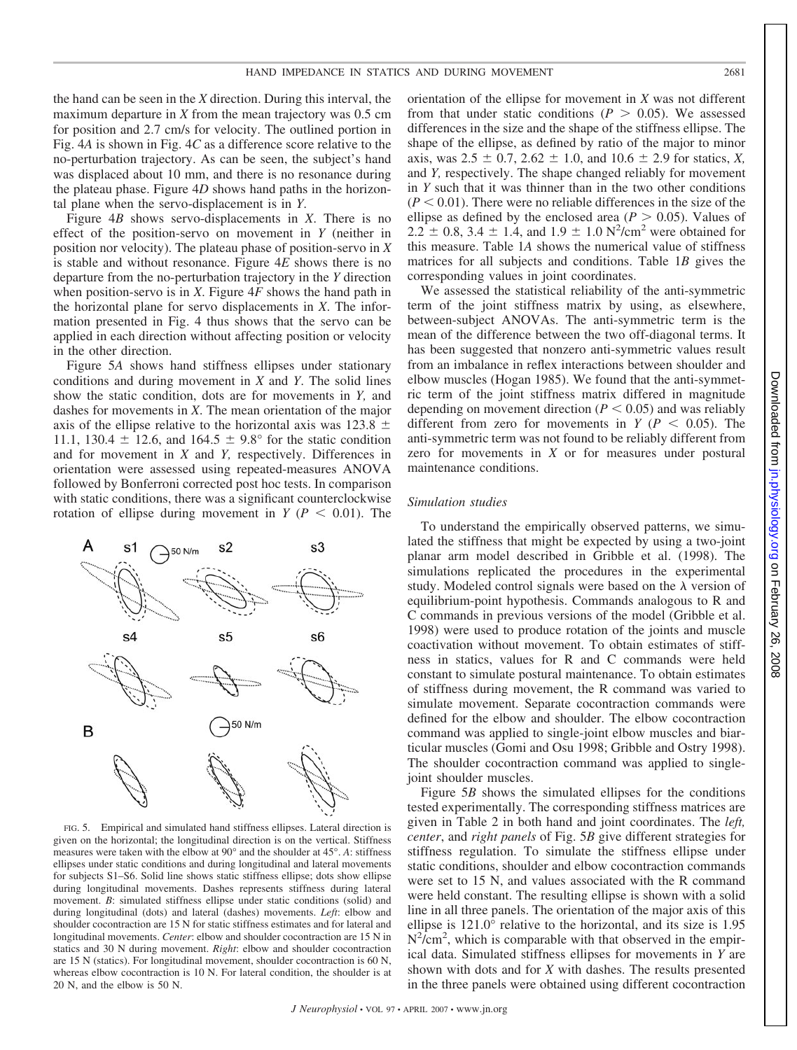the hand can be seen in the *X* direction. During this interval, the maximum departure in *X* from the mean trajectory was 0.5 cm for position and 2.7 cm/s for velocity. The outlined portion in Fig. 4*A* is shown in Fig. 4*C* as a difference score relative to the no-perturbation trajectory. As can be seen, the subject's hand was displaced about 10 mm, and there is no resonance during the plateau phase. Figure 4*D* shows hand paths in the horizontal plane when the servo-displacement is in *Y*.

Figure 4*B* shows servo-displacements in *X*. There is no effect of the position-servo on movement in *Y* (neither in position nor velocity). The plateau phase of position-servo in *X* is stable and without resonance. Figure 4*E* shows there is no departure from the no-perturbation trajectory in the *Y* direction when position-servo is in *X*. Figure 4*F* shows the hand path in the horizontal plane for servo displacements in *X*. The information presented in Fig. 4 thus shows that the servo can be applied in each direction without affecting position or velocity in the other direction.

Figure 5*A* shows hand stiffness ellipses under stationary conditions and during movement in *X* and *Y*. The solid lines show the static condition, dots are for movements in *Y*, and dashes for movements in *X*. The mean orientation of the major axis of the ellipse relative to the horizontal axis was 123.8 ± 11.1, 130.4 ± 12.6, and 164.5 ± 9.8° for the static condition and for movement in *X* and *Y*, respectively. Differences in orientation were assessed using repeated-measures ANOVA followed by Bonferroni corrected post hoc tests. In comparison with static conditions, there was a significant counterclockwise rotation of ellipse during movement in *Y* ($P < 0.01$). The orientation of the ellipse for movement in *X* was not different from that under static conditions ($P > 0.05$). We assessed differences in the size and the shape of the stiffness ellipse. The shape of the ellipse, as defined by ratio of the major to minor axis, was 2.5 ± 0.7, 2.62 ± 1.0, and 10.6 ± 2.9 for statics, *X*, and *Y*, respectively. The shape changed reliably for movement in *Y* such that it was thinner than in the two other conditions ($P < 0.01$). There were no reliable differences in the size of the ellipse as defined by the enclosed area ($P > 0.05$). Values of 2.2 ± 0.8, 3.4 ± 1.4, and 1.9 ± 1.0 $N^2/cm^2$ were obtained for this measure. Table 1*A* shows the numerical value of stiffness matrices for all subjects and conditions. Table 1*B* gives the corresponding values in joint coordinates.

We assessed the statistical reliability of the anti-symmetric term of the joint stiffness matrix by using, as elsewhere, between-subject ANOVAs. The anti-symmetric term is the mean of the difference between the two off-diagonal terms. It has been suggested that nonzero anti-symmetric values result from an imbalance in reflex interactions between shoulder and elbow muscles (Hogan 1985). We found that the anti-symmetric term of the joint stiffness matrix differed in magnitude depending on movement direction ($P < 0.05$) and was reliably different from zero for movements in *Y* ($P < 0.05$). The anti-symmetric term was not found to be reliably different from zero for movements in *X* or for measures under postural maintenance conditions.

FIG. 5. Empirical and simulated hand stiffness ellipses. Lateral direction is given on the horizontal; the longitudinal direction is on the vertical. Stiffness measures were taken with the elbow at 90° and the shoulder at 45°. *A*: stiffness ellipses under static conditions and during longitudinal and lateral movements for subjects S1–S6. Solid line shows static stiffness ellipse; dots show ellipse during longitudinal movements. Dashes represents stiffness during lateral movement. *B*: simulated stiffness ellipse under static conditions (solid) and during longitudinal (dots) and lateral (dashes) movements. *Left*: elbow and shoulder cocontraction are 15 N for static stiffness estimates and for lateral and longitudinal movements. *Center*: elbow and shoulder cocontraction are 15 N in statics and 30 N during movement. *Right*: elbow and shoulder cocontraction are 15 N (statics). For longitudinal movement, shoulder cocontraction is 60 N, whereas elbow cocontraction is 10 N. For lateral condition, the shoulder is at 20 N, and the elbow is 50 N.

### *Simulation studies*

To understand the empirically observed patterns, we simulated the stiffness that might be expected by using a two-joint planar arm model described in Gribble et al. (1998). The simulations replicated the procedures in the experimental study. Modeled control signals were based on the λ version of equilibrium-point hypothesis. Commands analogous to R and C commands in previous versions of the model (Gribble et al. 1998) were used to produce rotation of the joints and muscle coactivation without movement. To obtain estimates of stiffness in statics, values for R and C commands were held constant to simulate postural maintenance. To obtain estimates of stiffness during movement, the R command was varied to simulate movement. Separate cocontraction commands were defined for the elbow and shoulder. The elbow cocontraction command was applied to single-joint elbow muscles and biarticular muscles (Gomi and Osu 1998; Gribble and Ostry 1998). The shoulder cocontraction command was applied to single-joint shoulder muscles.

Figure 5*B* shows the simulated ellipses for the conditions tested experimentally. The corresponding stiffness matrices are given in Table 2 in both hand and joint coordinates. The *left*, *center*, and *right panels* of Fig. 5*B* give different strategies for stiffness regulation. To simulate the stiffness ellipse under static conditions, shoulder and elbow cocontraction commands were set to 15 N, and values associated with the R command were held constant. The resulting ellipse is shown with a solid line in all three panels. The orientation of the major axis of this ellipse is 121.0° relative to the horizontal, and its size is 1.95 $N^2/cm^2$, which is comparable with that observed in the empirical data. Simulated stiffness ellipses for movements in *Y* are shown with dots and for *X* with dashes. The results presented in the three panels were obtained using different cocontraction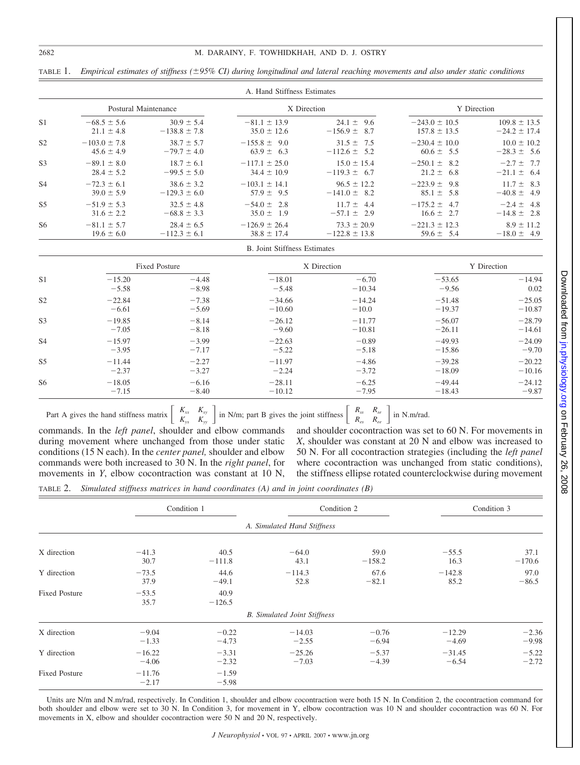TABLE 1. *Empirical estimates of stiffness (±95% CI) during longitudinal and lateral reaching movements and also under static conditions*

A. Hand Stiffness Estimates

| | Postural Maintenance | | X Direction | | Y Direction | |
|---|---|---|---|---|---|---|
| S1 | −68.5 ± 5.6 | 30.9 ± 5.4 | −81.1 ± 13.9 | 24.1 ± 9.6 | −243.0 ± 10.5 | 109.8 ± 13.5 |
| | 21.1 ± 4.8 | −138.8 ± 7.8 | 35.0 ± 12.6 | −156.9 ± 8.7 | 157.8 ± 13.5 | −24.2 ± 17.4 |
| S2 | −103.0 ± 7.8 | 38.7 ± 5.7 | −155.8 ± 9.0 | 31.5 ± 7.5 | −230.4 ± 10.0 | 10.0 ± 10.2 |
| | 45.6 ± 4.9 | −79.7 ± 4.0 | 63.9 ± 6.3 | −112.6 ± 5.2 | 60.6 ± 5.5 | −28.3 ± 5.6 |
| S3 | −89.1 ± 8.0 | 18.7 ± 6.1 | −117.1 ± 25.0 | 15.0 ± 15.4 | −250.1 ± 8.2 | −2.7 ± 7.7 |
| | 28.4 ± 5.2 | −99.5 ± 5.0 | 34.4 ± 10.9 | −119.3 ± 6.7 | 21.2 ± 6.8 | −21.1 ± 6.4 |
| S4 | −72.3 ± 6.1 | 38.6 ± 3.2 | −103.1 ± 14.1 | 96.5 ± 12.2 | −223.9 ± 9.8 | 11.7 ± 8.3 |
| | 39.0 ± 5.9 | −129.3 ± 6.0 | 57.9 ± 9.5 | −141.0 ± 8.2 | 85.1 ± 5.8 | −40.8 ± 4.9 |
| S5 | −51.9 ± 5.3 | 32.5 ± 4.8 | −54.0 ± 2.8 | 11.7 ± 4.4 | −175.2 ± 4.7 | −2.4 ± 4.8 |
| | 31.6 ± 2.2 | −68.8 ± 3.3 | 35.0 ± 1.9 | −57.1 ± 2.9 | 16.6 ± 2.7 | −14.8 ± 2.8 |
| S6 | −81.1 ± 5.7 | 28.4 ± 6.5 | −126.9 ± 26.4 | 73.3 ± 20.9 | −221.3 ± 12.3 | 8.9 ± 11.2 |
| | 19.6 ± 6.0 | −112.3 ± 6.1 | 38.8 ± 17.4 | −122.8 ± 13.8 | 59.6 ± 5.4 | −18.0 ± 4.9 |

B. Joint Stiffness Estimates

| | Fixed Posture | | X Direction | | Y Direction | |
|---|---|---|---|---|---|---|
| S1 | −15.20 | −4.48 | −18.01 | −6.70 | −53.65 | −14.94 |
| | −5.58 | −8.98 | −5.48 | −10.34 | −9.56 | 0.02 |
| S2 | −22.84 | −7.38 | −34.66 | −14.24 | −51.48 | −25.05 |
| | −6.61 | −5.69 | −10.60 | −10.0 | −19.37 | −10.87 |
| S3 | −19.85 | −8.14 | −26.12 | −11.77 | −56.07 | −28.79 |
| | −7.05 | −8.18 | −9.60 | −10.81 | −26.11 | −14.61 |
| S4 | −15.97 | −3.99 | −22.63 | −0.89 | −49.93 | −24.09 |
| | −3.95 | −7.17 | −5.22 | −5.18 | −15.86 | −9.70 |
| S5 | −11.44 | −2.27 | −11.97 | −4.86 | −39.28 | −20.22 |
| | −2.37 | −3.27 | −2.24 | −3.72 | −18.09 | −10.16 |
| S6 | −18.05 | −6.16 | −28.11 | −6.25 | −49.44 | −24.12 |
| | −7.15 | −8.40 | −10.12 | −7.95 | −18.43 | −9.87 |

Part A gives the hand stiffness matrix $\begin{bmatrix} K_{xx} & K_{xy} \\ K_{yx} & K_{yy} \end{bmatrix}$ in N/m; part B gives the joint stiffness $\begin{bmatrix} R_{ss} & R_{se} \\ R_{es} & R_{ee} \end{bmatrix}$ in N.m/rad.

commands. In the *left panel*, shoulder and elbow commands during movement where unchanged from those under static conditions (15 N each). In the *center panel,* shoulder and elbow commands were both increased to 30 N. In the *right panel*, for movements in *Y*, elbow cocontraction was constant at 10 N, and shoulder cocontraction was set to 60 N. For movements in *X*, shoulder was constant at 20 N and elbow was increased to 50 N. For all cocontraction strategies (including the *left panel* where cocontraction was unchanged from static conditions), the stiffness ellipse rotated counterclockwise during movement

TABLE 2. *Simulated stiffness matrices in hand coordinates (A) and in joint coordinates (B)*

| | Condition 1 | | Condition 2 | | Condition 3 | |
|---|---|---|---|---|---|---|
| **A. Simulated Hand Stiffness** | | | | | | |
| X direction | −41.3 | 40.5 | −64.0 | 59.0 | −55.5 | 37.1 |
| | 30.7 | −111.8 | 43.1 | −158.2 | 16.3 | −170.6 |
| Y direction | −73.5 | 44.6 | −114.3 | 67.6 | −142.8 | 97.0 |
| | 37.9 | −49.1 | 52.8 | −82.1 | 85.2 | −86.5 |
| Fixed Posture | −53.5 | 40.9 | | | | |
| | 35.7 | −126.5 | | | | |
| **B. Simulated Joint Stiffness** | | | | | | |
| X direction | −9.04 | −0.22 | −14.03 | −0.76 | −12.29 | −2.36 |
| | −1.33 | −4.73 | −2.55 | −6.94 | −4.69 | −9.98 |
| Y direction | −16.22 | −3.31 | −25.26 | −5.37 | −31.45 | −5.22 |
| | −4.06 | −2.32 | −7.03 | −4.39 | −6.54 | −2.72 |
| Fixed Posture | −11.76 | −1.59 | | | | |
| | −2.17 | −5.98 | | | | |

Units are N/m and N.m/rad, respectively. In Condition 1, shoulder and elbow cocontraction were both 15 N. In Condition 2, the cocontraction command for both shoulder and elbow were set to 30 N. In Condition 3, for movement in Y, elbow cocontraction was 10 N and shoulder cocontraction was 60 N. For movements in X, elbow and shoulder cocontraction were 50 N and 20 N, respectively.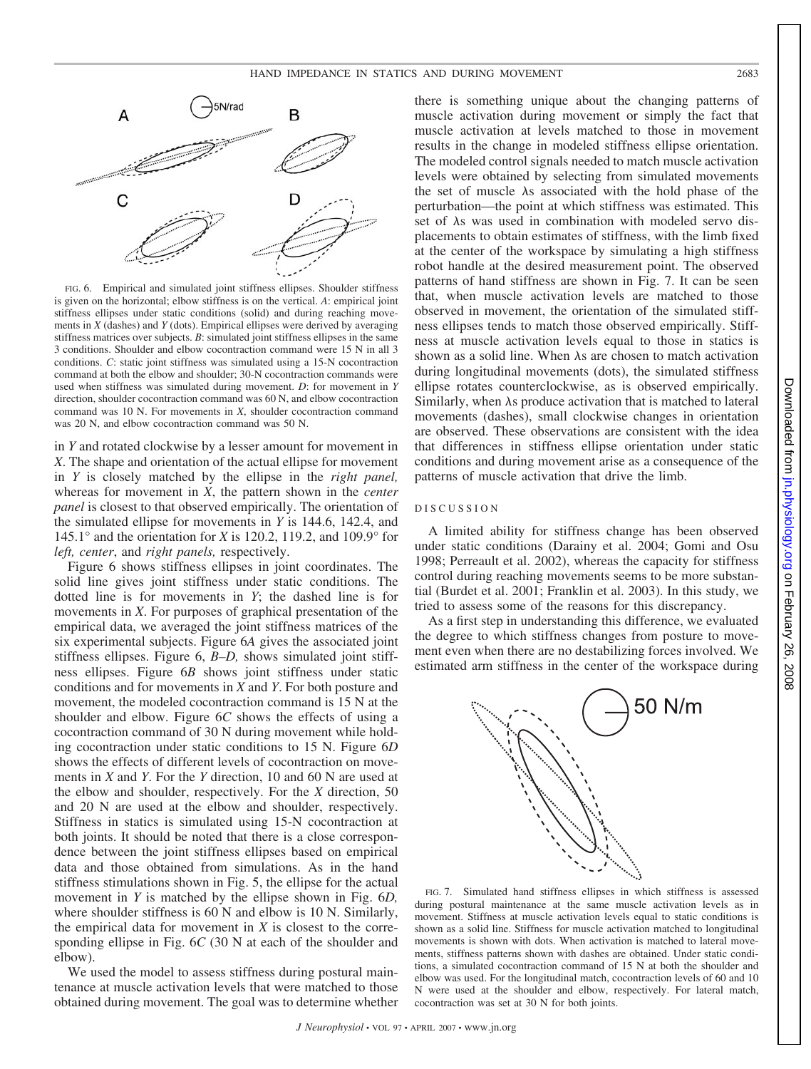FIG. 6. Empirical and simulated joint stiffness ellipses. Shoulder stiffness is given on the horizontal; elbow stiffness is on the vertical. *A*: empirical joint stiffness ellipses under static conditions (solid) and during reaching movements in *X* (dashes) and *Y* (dots). Empirical ellipses were derived by averaging stiffness matrices over subjects. *B*: simulated joint stiffness ellipses in the same 3 conditions. Shoulder and elbow cocontraction command were 15 N in all 3 conditions. *C*: static joint stiffness was simulated using a 15-N cocontraction command at both the elbow and shoulder; 30-N cocontraction commands were used when stiffness was simulated during movement. *D*: for movement in *Y* direction, shoulder cocontraction command was 60 N, and elbow cocontraction command was 10 N. For movements in *X*, shoulder cocontraction command was 20 N, and elbow cocontraction command was 50 N.

in *Y* and rotated clockwise by a lesser amount for movement in *X*. The shape and orientation of the actual ellipse for movement in *Y* is closely matched by the ellipse in the *right panel,* whereas for movement in *X*, the pattern shown in the *center panel* is closest to that observed empirically. The orientation of the simulated ellipse for movements in *Y* is 144.6, 142.4, and 145.1° and the orientation for *X* is 120.2, 119.2, and 109.9° for *left, center*, and *right panels,* respectively.

Figure 6 shows stiffness ellipses in joint coordinates. The solid line gives joint stiffness under static conditions. The dotted line is for movements in *Y*; the dashed line is for movements in *X*. For purposes of graphical presentation of the empirical data, we averaged the joint stiffness matrices of the six experimental subjects. Figure 6*A* gives the associated joint stiffness ellipses. Figure 6, *B–D,* shows simulated joint stiffness ellipses. Figure 6*B* shows joint stiffness under static conditions and for movements in *X* and *Y*. For both posture and movement, the modeled cocontraction command is 15 N at the shoulder and elbow. Figure 6*C* shows the effects of using a cocontraction command of 30 N during movement while holding cocontraction under static conditions to 15 N. Figure 6*D* shows the effects of different levels of cocontraction on movements in *X* and *Y*. For the *Y* direction, 10 and 60 N are used at the elbow and shoulder, respectively. For the *X* direction, 50 and 20 N are used at the elbow and shoulder, respectively. Stiffness in statics is simulated using 15-N cocontraction at both joints. It should be noted that there is a close correspondence between the joint stiffness ellipses based on empirical data and those obtained from simulations. As in the hand stiffness stimulations shown in Fig. 5, the ellipse for the actual movement in *Y* is matched by the ellipse shown in Fig. 6*D,* where shoulder stiffness is 60 N and elbow is 10 N. Similarly, the empirical data for movement in *X* is closest to the corresponding ellipse in Fig. 6*C* (30 N at each of the shoulder and elbow).

We used the model to assess stiffness during postural maintenance at muscle activation levels that were matched to those obtained during movement. The goal was to determine whether there is something unique about the changing patterns of muscle activation during movement or simply the fact that muscle activation at levels matched to those in movement results in the change in modeled stiffness ellipse orientation. The modeled control signals needed to match muscle activation levels were obtained by selecting from simulated movements the set of muscle λs associated with the hold phase of the perturbation—the point at which stiffness was estimated. This set of λs was used in combination with modeled servo displacements to obtain estimates of stiffness, with the limb fixed at the center of the workspace by simulating a high stiffness robot handle at the desired measurement point. The observed patterns of hand stiffness are shown in Fig. 7. It can be seen that, when muscle activation levels are matched to those observed in movement, the orientation of the simulated stiffness ellipses tends to match those observed empirically. Stiffness at muscle activation levels equal to those in statics is shown as a solid line. When λs are chosen to match activation during longitudinal movements (dots), the simulated stiffness ellipse rotates counterclockwise, as is observed empirically. Similarly, when λs produce activation that is matched to lateral movements (dashes), small clockwise changes in orientation are observed. These observations are consistent with the idea that differences in stiffness ellipse orientation under static conditions and during movement arise as a consequence of the patterns of muscle activation that drive the limb.

## DISCUSSION

A limited ability for stiffness change has been observed under static conditions (Darainy et al. 2004; Gomi and Osu 1998; Perreault et al. 2002), whereas the capacity for stiffness control during reaching movements seems to be more substantial (Burdet et al. 2001; Franklin et al. 2003). In this study, we tried to assess some of the reasons for this discrepancy.

As a first step in understanding this difference, we evaluated the degree to which stiffness changes from posture to movement even when there are no destabilizing forces involved. We estimated arm stiffness in the center of the workspace during

FIG. 7. Simulated hand stiffness ellipses in which stiffness is assessed during postural maintenance at the same muscle activation levels as in movement. Stiffness at muscle activation levels equal to static conditions is shown as a solid line. Stiffness for muscle activation matched to longitudinal movements is shown with dots. When activation is matched to lateral movements, stiffness patterns shown with dashes are obtained. Under static conditions, a simulated cocontraction command of 15 N at both the shoulder and elbow was used. For the longitudinal match, cocontraction levels of 60 and 10 N were used at the shoulder and elbow, respectively. For lateral match, cocontraction was set at 30 N for both joints.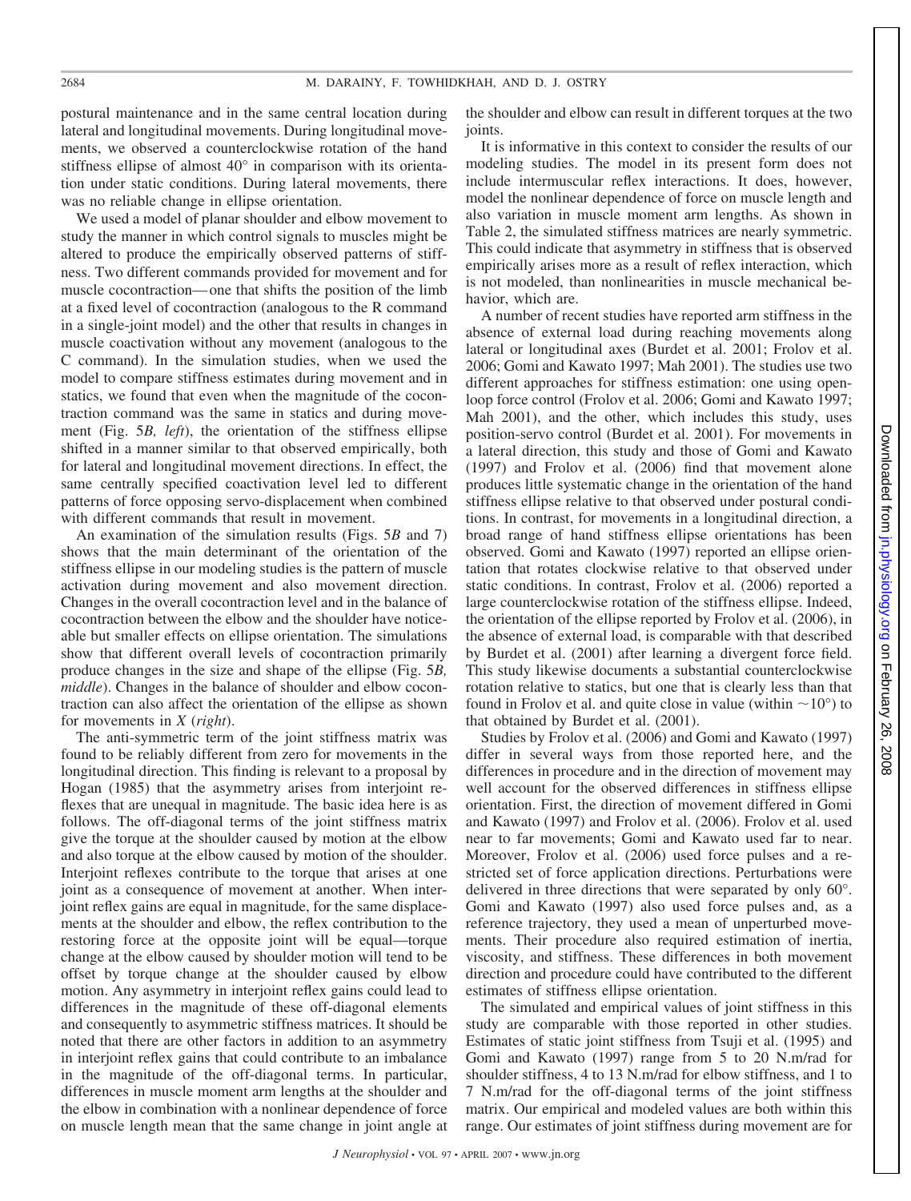postural maintenance and in the same central location during lateral and longitudinal movements. During longitudinal movements, we observed a counterclockwise rotation of the hand stiffness ellipse of almost 40° in comparison with its orientation under static conditions. During lateral movements, there was no reliable change in ellipse orientation.

We used a model of planar shoulder and elbow movement to study the manner in which control signals to muscles might be altered to produce the empirically observed patterns of stiffness. Two different commands provided for movement and for muscle cocontraction—one that shifts the position of the limb at a fixed level of cocontraction (analogous to the R command in a single-joint model) and the other that results in changes in muscle coactivation without any movement (analogous to the C command). In the simulation studies, when we used the model to compare stiffness estimates during movement and in statics, we found that even when the magnitude of the cocontraction command was the same in statics and during movement (Fig. 5*B, left*), the orientation of the stiffness ellipse shifted in a manner similar to that observed empirically, both for lateral and longitudinal movement directions. In effect, the same centrally specified coactivation level led to different patterns of force opposing servo-displacement when combined with different commands that result in movement.

An examination of the simulation results (Figs. 5*B* and 7) shows that the main determinant of the orientation of the stiffness ellipse in our modeling studies is the pattern of muscle activation during movement and also movement direction. Changes in the overall cocontraction level and in the balance of cocontraction between the elbow and the shoulder have noticeable but smaller effects on ellipse orientation. The simulations show that different overall levels of cocontraction primarily produce changes in the size and shape of the ellipse (Fig. 5*B, middle*). Changes in the balance of shoulder and elbow cocontraction can also affect the orientation of the ellipse as shown for movements in *X* (*right*).

The anti-symmetric term of the joint stiffness matrix was found to be reliably different from zero for movements in the longitudinal direction. This finding is relevant to a proposal by Hogan (1985) that the asymmetry arises from interjoint reflexes that are unequal in magnitude. The basic idea here is as follows. The off-diagonal terms of the joint stiffness matrix give the torque at the shoulder caused by motion at the elbow and also torque at the elbow caused by motion of the shoulder. Interjoint reflexes contribute to the torque that arises at one joint as a consequence of movement at another. When interjoint reflex gains are equal in magnitude, for the same displacements at the shoulder and elbow, the reflex contribution to the restoring force at the opposite joint will be equal—torque change at the elbow caused by shoulder motion will tend to be offset by torque change at the shoulder caused by elbow motion. Any asymmetry in interjoint reflex gains could lead to differences in the magnitude of these off-diagonal elements and consequently to asymmetric stiffness matrices. It should be noted that there are other factors in addition to an asymmetry in interjoint reflex gains that could contribute to an imbalance in the magnitude of the off-diagonal terms. In particular, differences in muscle moment arm lengths at the shoulder and the elbow in combination with a nonlinear dependence of force on muscle length mean that the same change in joint angle at the shoulder and elbow can result in different torques at the two joints.

It is informative in this context to consider the results of our modeling studies. The model in its present form does not include intermuscular reflex interactions. It does, however, model the nonlinear dependence of force on muscle length and also variation in muscle moment arm lengths. As shown in Table 2, the simulated stiffness matrices are nearly symmetric. This could indicate that asymmetry in stiffness that is observed empirically arises more as a result of reflex interaction, which is not modeled, than nonlinearities in muscle mechanical behavior, which are.

A number of recent studies have reported arm stiffness in the absence of external load during reaching movements along lateral or longitudinal axes (Burdet et al. 2001; Frolov et al. 2006; Gomi and Kawato 1997; Mah 2001). The studies use two different approaches for stiffness estimation: one using open-loop force control (Frolov et al. 2006; Gomi and Kawato 1997; Mah 2001), and the other, which includes this study, uses position-servo control (Burdet et al. 2001). For movements in a lateral direction, this study and those of Gomi and Kawato (1997) and Frolov et al. (2006) find that movement alone produces little systematic change in the orientation of the hand stiffness ellipse relative to that observed under postural conditions. In contrast, for movements in a longitudinal direction, a broad range of hand stiffness ellipse orientations has been observed. Gomi and Kawato (1997) reported an ellipse orientation that rotates clockwise relative to that observed under static conditions. In contrast, Frolov et al. (2006) reported a large counterclockwise rotation of the stiffness ellipse. Indeed, the orientation of the ellipse reported by Frolov et al. (2006), in the absence of external load, is comparable with that described by Burdet et al. (2001) after learning a divergent force field. This study likewise documents a substantial counterclockwise rotation relative to statics, but one that is clearly less than that found in Frolov et al. and quite close in value (within ~10°) to that obtained by Burdet et al. (2001).

Studies by Frolov et al. (2006) and Gomi and Kawato (1997) differ in several ways from those reported here, and the differences in procedure and in the direction of movement may well account for the observed differences in stiffness ellipse orientation. First, the direction of movement differed in Gomi and Kawato (1997) and Frolov et al. (2006). Frolov et al. used near to far movements; Gomi and Kawato used far to near. Moreover, Frolov et al. (2006) used force pulses and a restricted set of force application directions. Perturbations were delivered in three directions that were separated by only 60°. Gomi and Kawato (1997) also used force pulses and, as a reference trajectory, they used a mean of unperturbed movements. Their procedure also required estimation of inertia, viscosity, and stiffness. These differences in both movement direction and procedure could have contributed to the different estimates of stiffness ellipse orientation.

The simulated and empirical values of joint stiffness in this study are comparable with those reported in other studies. Estimates of static joint stiffness from Tsuji et al. (1995) and Gomi and Kawato (1997) range from 5 to 20 N.m/rad for shoulder stiffness, 4 to 13 N.m/rad for elbow stiffness, and 1 to 7 N.m/rad for the off-diagonal terms of the joint stiffness matrix. Our empirical and modeled values are both within this range. Our estimates of joint stiffness during movement are for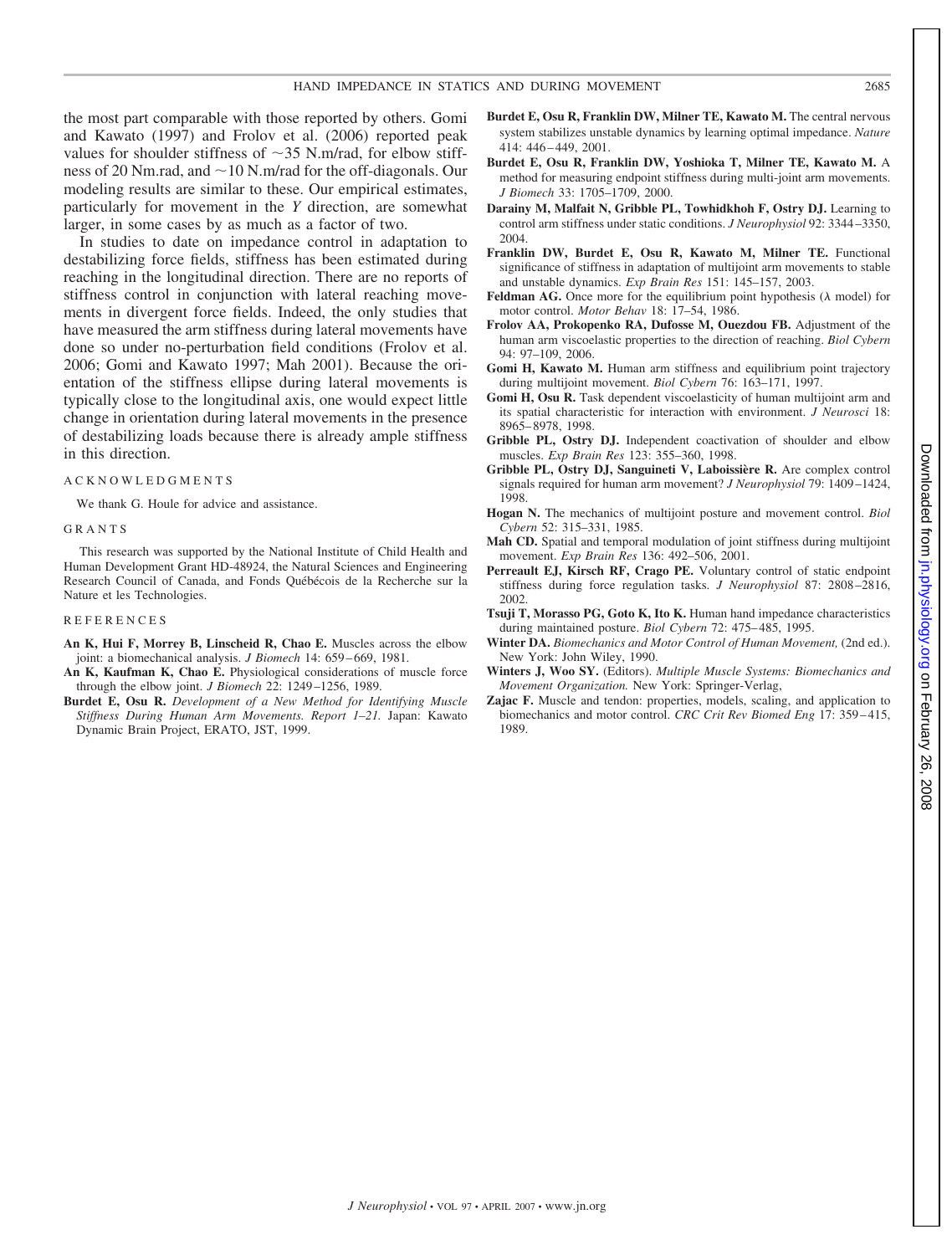the most part comparable with those reported by others. Gomi and Kawato (1997) and Frolov et al. (2006) reported peak values for shoulder stiffness of ~35 N.m/rad, for elbow stiffness of 20 Nm.rad, and ~10 N.m/rad for the off-diagonals. Our modeling results are similar to these. Our empirical estimates, particularly for movement in the *Y* direction, are somewhat larger, in some cases by as much as a factor of two.

In studies to date on impedance control in adaptation to destabilizing force fields, stiffness has been estimated during reaching in the longitudinal direction. There are no reports of stiffness control in conjunction with lateral reaching movements in divergent force fields. Indeed, the only studies that have measured the arm stiffness during lateral movements have done so under no-perturbation field conditions (Frolov et al. 2006; Gomi and Kawato 1997; Mah 2001). Because the orientation of the stiffness ellipse during lateral movements is typically close to the longitudinal axis, one would expect little change in orientation during lateral movements in the presence of destabilizing loads because there is already ample stiffness in this direction.

## ACKNOWLEDGMENTS

We thank G. Houle for advice and assistance.

## GRANTS

This research was supported by the National Institute of Child Health and Human Development Grant HD-48924, the Natural Sciences and Engineering Research Council of Canada, and Fonds Québécois de la Recherche sur la Nature et les Technologies.

## REFERENCES

**An K, Hui F, Morrey B, Linscheid R, Chao E.** Muscles across the elbow joint: a biomechanical analysis. *J Biomech* 14: 659–669, 1981.

**An K, Kaufman K, Chao E.** Physiological considerations of muscle force through the elbow joint. *J Biomech* 22: 1249–1256, 1989.

**Burdet E, Osu R.** *Development of a New Method for Identifying Muscle Stiffness During Human Arm Movements. Report 1–21.* Japan: Kawato Dynamic Brain Project, ERATO, JST, 1999.

**Burdet E, Osu R, Franklin DW, Milner TE, Kawato M.** The central nervous system stabilizes unstable dynamics by learning optimal impedance. *Nature* 414: 446–449, 2001.

**Burdet E, Osu R, Franklin DW, Yoshioka T, Milner TE, Kawato M.** A method for measuring endpoint stiffness during multi-joint arm movements. *J Biomech* 33: 1705–1709, 2000.

**Darainy M, Malfait N, Gribble PL, Towhidkhoh F, Ostry DJ.** Learning to control arm stiffness under static conditions. *J Neurophysiol* 92: 3344–3350, 2004.

**Franklin DW, Burdet E, Osu R, Kawato M, Milner TE.** Functional significance of stiffness in adaptation of multijoint arm movements to stable and unstable dynamics. *Exp Brain Res* 151: 145–157, 2003.

**Feldman AG.** Once more for the equilibrium point hypothesis (λ model) for motor control. *Motor Behav* 18: 17–54, 1986.

**Frolov AA, Prokopenko RA, Dufosse M, Ouezdou FB.** Adjustment of the human arm viscoelastic properties to the direction of reaching. *Biol Cybern* 94: 97–109, 2006.

**Gomi H, Kawato M.** Human arm stiffness and equilibrium point trajectory during multijoint movement. *Biol Cybern* 76: 163–171, 1997.

**Gomi H, Osu R.** Task dependent viscoelasticity of human multijoint arm and its spatial characteristic for interaction with environment. *J Neurosci* 18: 8965–8978, 1998.

**Gribble PL, Ostry DJ.** Independent coactivation of shoulder and elbow muscles. *Exp Brain Res* 123: 355–360, 1998.

**Gribble PL, Ostry DJ, Sanguineti V, Laboissière R.** Are complex control signals required for human arm movement? *J Neurophysiol* 79: 1409–1424, 1998.

**Hogan N.** The mechanics of multijoint posture and movement control. *Biol Cybern* 52: 315–331, 1985.

**Mah CD.** Spatial and temporal modulation of joint stiffness during multijoint movement. *Exp Brain Res* 136: 492–506, 2001.

**Perreault EJ, Kirsch RF, Crago PE.** Voluntary control of static endpoint stiffness during force regulation tasks. *J Neurophysiol* 87: 2808–2816, 2002.

**Tsuji T, Morasso PG, Goto K, Ito K.** Human hand impedance characteristics during maintained posture. *Biol Cybern* 72: 475–485, 1995.

**Winter DA.** *Biomechanics and Motor Control of Human Movement,* (2nd ed.). New York: John Wiley, 1990.

**Winters J, Woo SY.** (Editors). *Multiple Muscle Systems: Biomechanics and Movement Organization.* New York: Springer-Verlag,

**Zajac F.** Muscle and tendon: properties, models, scaling, and application to biomechanics and motor control. *CRC Crit Rev Biomed Eng* 17: 359–415, 1989.